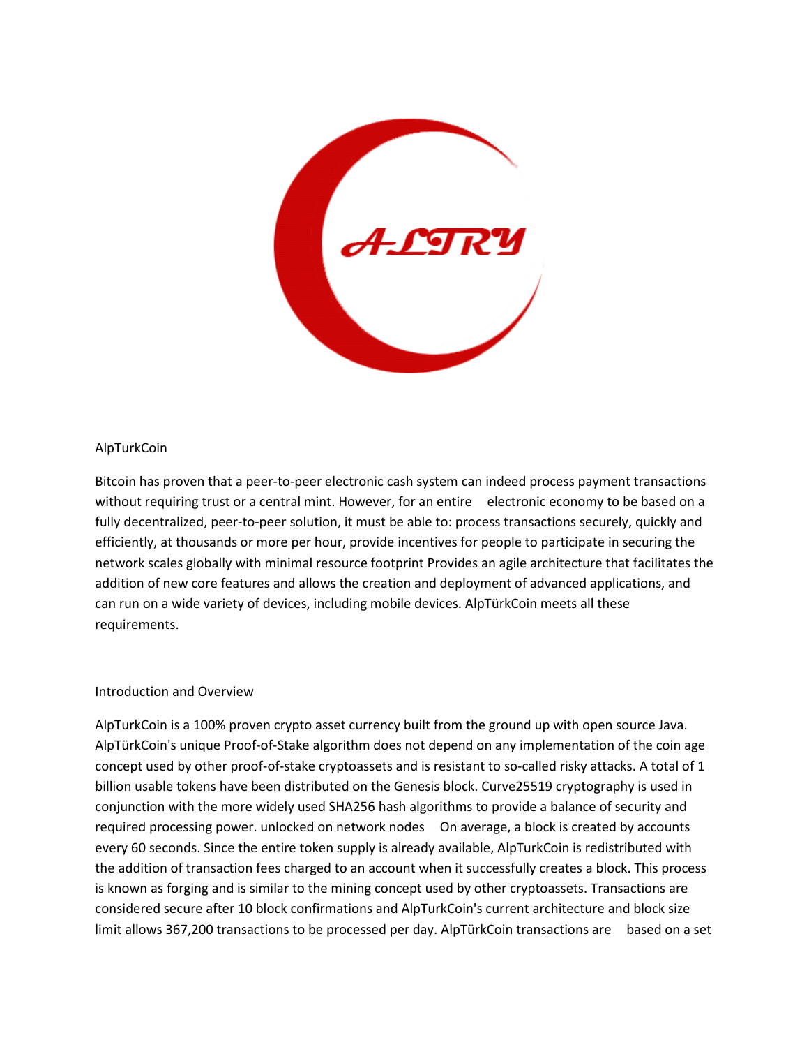AlpTurkCoin

Bitcoin has proven that a peer-to-peer electronic cash system can indeed process payment transactions without requiring trust or a central mint. However, for an entire electronic economy to be based on a fully decentralized, peer-to-peer solution, it must be able to: process transactions securely, quickly and efficiently, at thousands or more per hour, provide incentives for people to participate in securing the network scales globally with minimal resource footprint Provides an agile architecture that facilitates the addition of new core features and allows the creation and deployment of advanced applications, and can run on a wide variety of devices, including mobile devices. AlpTürkCoin meets all these requirements.

Introduction and Overview

AlpTurkCoin is a 100% proven crypto asset currency built from the ground up with open source Java. AlpTürkCoin's unique Proof-of-Stake algorithm does not depend on any implementation of the coin age concept used by other proof-of-stake cryptoassets and is resistant to so-called risky attacks. A total of 1 billion usable tokens have been distributed on the Genesis block. Curve25519 cryptography is used in conjunction with the more widely used SHA256 hash algorithms to provide a balance of security and required processing power. unlocked on network nodes On average, a block is created by accounts every 60 seconds. Since the entire token supply is already available, AlpTurkCoin is redistributed with the addition of transaction fees charged to an account when it successfully creates a block. This process is known as forging and is similar to the mining concept used by other cryptoassets. Transactions are considered secure after 10 block confirmations and AlpTurkCoin's current architecture and block size limit allows 367,200 transactions to be processed per day. AlpTürkCoin transactions are based on a set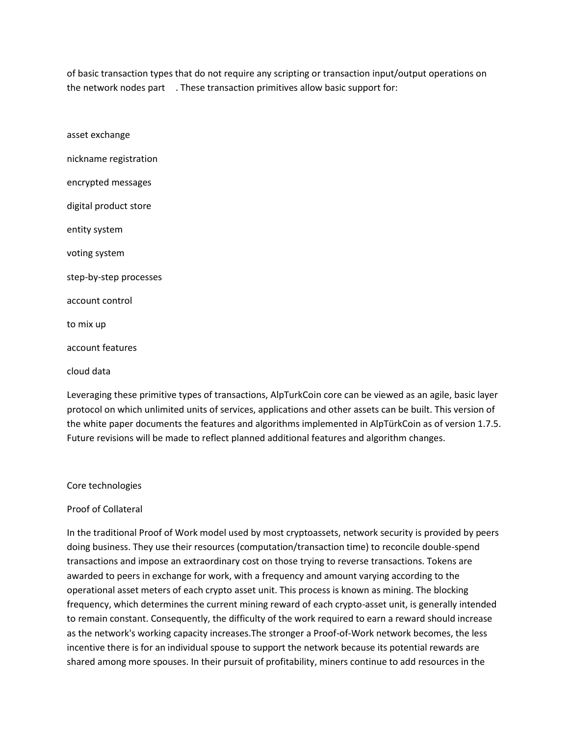of basic transaction types that do not require any scripting or transaction input/output operations on the network nodes part . These transaction primitives allow basic support for:

- asset exchange
- nickname registration
- encrypted messages
- digital product store
- entity system
- voting system
- step-by-step processes
- account control
- to mix up
- account features
- cloud data

Leveraging these primitive types of transactions, AlpTurkCoin core can be viewed as an agile, basic layer protocol on which unlimited units of services, applications and other assets can be built. This version of the white paper documents the features and algorithms implemented in AlpTürkCoin as of version 1.7.5. Future revisions will be made to reflect planned additional features and algorithm changes.

## Core technologies

### Proof of Collateral

In the traditional Proof of Work model used by most cryptoassets, network security is provided by peers doing business. They use their resources (computation/transaction time) to reconcile double-spend transactions and impose an extraordinary cost on those trying to reverse transactions. Tokens are awarded to peers in exchange for work, with a frequency and amount varying according to the operational asset meters of each crypto asset unit. This process is known as mining. The blocking frequency, which determines the current mining reward of each crypto-asset unit, is generally intended to remain constant. Consequently, the difficulty of the work required to earn a reward should increase as the network's working capacity increases.The stronger a Proof-of-Work network becomes, the less incentive there is for an individual spouse to support the network because its potential rewards are shared among more spouses. In their pursuit of profitability, miners continue to add resources in the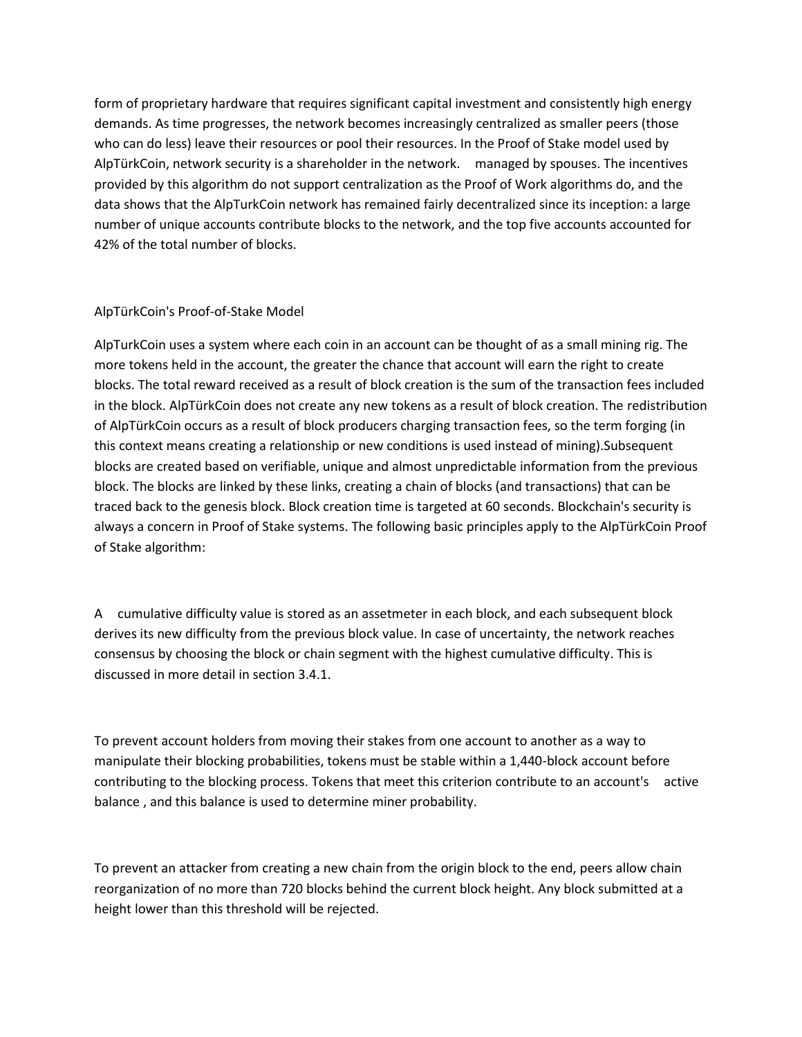form of proprietary hardware that requires significant capital investment and consistently high energy demands. As time progresses, the network becomes increasingly centralized as smaller peers (those who can do less) leave their resources or pool their resources. In the Proof of Stake model used by AlpTürkCoin, network security is a shareholder in the network. managed by spouses. The incentives provided by this algorithm do not support centralization as the Proof of Work algorithms do, and the data shows that the AlpTurkCoin network has remained fairly decentralized since its inception: a large number of unique accounts contribute blocks to the network, and the top five accounts accounted for 42% of the total number of blocks.

## AlpTürkCoin's Proof-of-Stake Model

AlpTurkCoin uses a system where each coin in an account can be thought of as a small mining rig. The more tokens held in the account, the greater the chance that account will earn the right to create blocks. The total reward received as a result of block creation is the sum of the transaction fees included in the block. AlpTürkCoin does not create any new tokens as a result of block creation. The redistribution of AlpTürkCoin occurs as a result of block producers charging transaction fees, so the term forging (in this context means creating a relationship or new conditions is used instead of mining).Subsequent blocks are created based on verifiable, unique and almost unpredictable information from the previous block. The blocks are linked by these links, creating a chain of blocks (and transactions) that can be traced back to the genesis block. Block creation time is targeted at 60 seconds. Blockchain's security is always a concern in Proof of Stake systems. The following basic principles apply to the AlpTürkCoin Proof of Stake algorithm:

A cumulative difficulty value is stored as an assetmeter in each block, and each subsequent block derives its new difficulty from the previous block value. In case of uncertainty, the network reaches consensus by choosing the block or chain segment with the highest cumulative difficulty. This is discussed in more detail in section 3.4.1.

To prevent account holders from moving their stakes from one account to another as a way to manipulate their blocking probabilities, tokens must be stable within a 1,440-block account before contributing to the blocking process. Tokens that meet this criterion contribute to an account's active balance , and this balance is used to determine miner probability.

To prevent an attacker from creating a new chain from the origin block to the end, peers allow chain reorganization of no more than 720 blocks behind the current block height. Any block submitted at a height lower than this threshold will be rejected.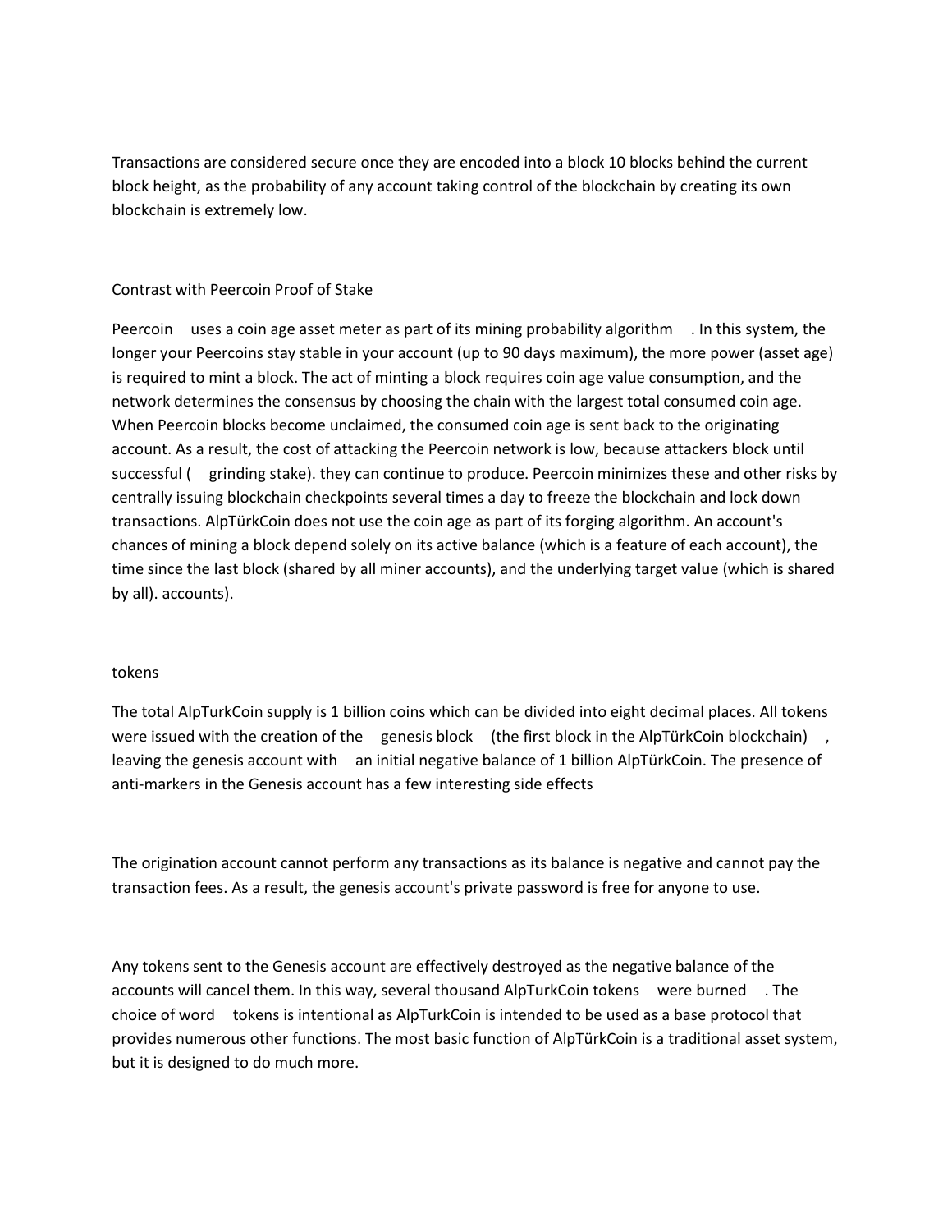Transactions are considered secure once they are encoded into a block 10 blocks behind the current block height, as the probability of any account taking control of the blockchain by creating its own blockchain is extremely low.

## Contrast with Peercoin Proof of Stake

Peercoin uses a coin age asset meter as part of its mining probability algorithm . In this system, the longer your Peercoins stay stable in your account (up to 90 days maximum), the more power (asset age) is required to mint a block. The act of minting a block requires coin age value consumption, and the network determines the consensus by choosing the chain with the largest total consumed coin age. When Peercoin blocks become unclaimed, the consumed coin age is sent back to the originating account. As a result, the cost of attacking the Peercoin network is low, because attackers block until successful ( grinding stake). they can continue to produce. Peercoin minimizes these and other risks by centrally issuing blockchain checkpoints several times a day to freeze the blockchain and lock down transactions. AlpTürkCoin does not use the coin age as part of its forging algorithm. An account's chances of mining a block depend solely on its active balance (which is a feature of each account), the time since the last block (shared by all miner accounts), and the underlying target value (which is shared by all). accounts).

## tokens

The total AlpTurkCoin supply is 1 billion coins which can be divided into eight decimal places. All tokens were issued with the creation of the genesis block (the first block in the AlpTürkCoin blockchain) , leaving the genesis account with an initial negative balance of 1 billion AlpTürkCoin. The presence of anti-markers in the Genesis account has a few interesting side effects

The origination account cannot perform any transactions as its balance is negative and cannot pay the transaction fees. As a result, the genesis account's private password is free for anyone to use.

Any tokens sent to the Genesis account are effectively destroyed as the negative balance of the accounts will cancel them. In this way, several thousand AlpTurkCoin tokens were burned . The choice of word tokens is intentional as AlpTurkCoin is intended to be used as a base protocol that provides numerous other functions. The most basic function of AlpTürkCoin is a traditional asset system, but it is designed to do much more.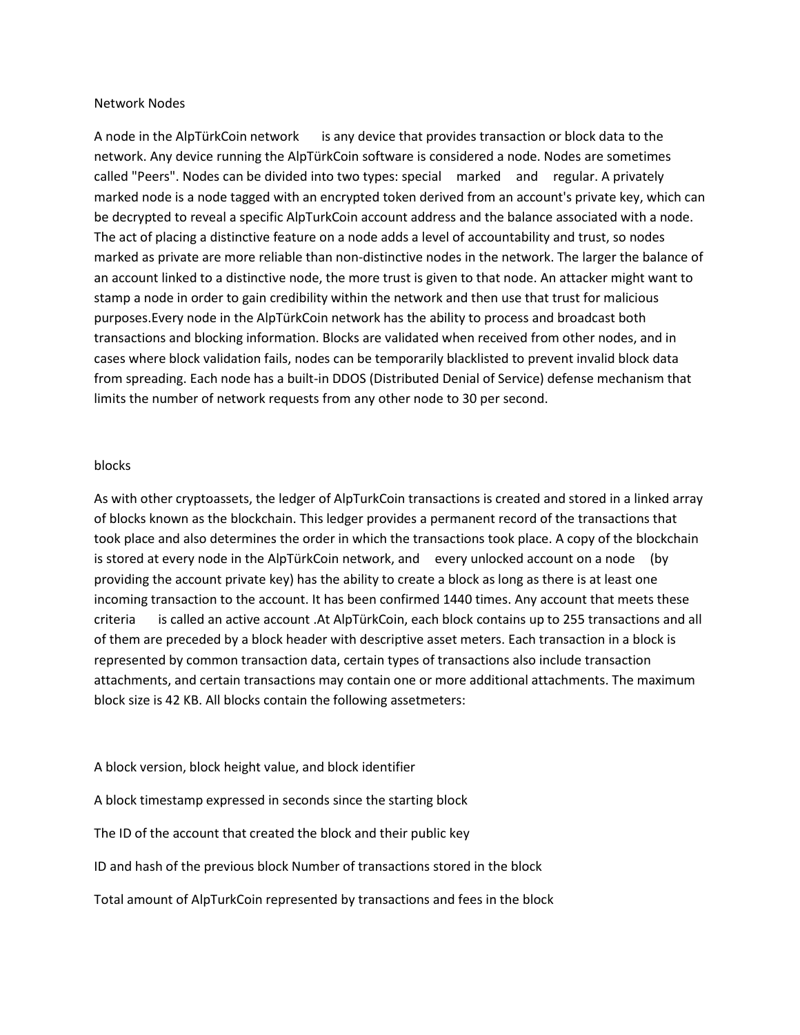## Network Nodes

A node in the AlpTürkCoin network is any device that provides transaction or block data to the network. Any device running the AlpTürkCoin software is considered a node. Nodes are sometimes called "Peers". Nodes can be divided into two types: special marked and regular. A privately marked node is a node tagged with an encrypted token derived from an account's private key, which can be decrypted to reveal a specific AlpTurkCoin account address and the balance associated with a node. The act of placing a distinctive feature on a node adds a level of accountability and trust, so nodes marked as private are more reliable than non-distinctive nodes in the network. The larger the balance of an account linked to a distinctive node, the more trust is given to that node. An attacker might want to stamp a node in order to gain credibility within the network and then use that trust for malicious purposes.Every node in the AlpTürkCoin network has the ability to process and broadcast both transactions and blocking information. Blocks are validated when received from other nodes, and in cases where block validation fails, nodes can be temporarily blacklisted to prevent invalid block data from spreading. Each node has a built-in DDOS (Distributed Denial of Service) defense mechanism that limits the number of network requests from any other node to 30 per second.

## blocks

As with other cryptoassets, the ledger of AlpTurkCoin transactions is created and stored in a linked array of blocks known as the blockchain. This ledger provides a permanent record of the transactions that took place and also determines the order in which the transactions took place. A copy of the blockchain is stored at every node in the AlpTürkCoin network, and every unlocked account on a node (by providing the account private key) has the ability to create a block as long as there is at least one incoming transaction to the account. It has been confirmed 1440 times. Any account that meets these criteria is called an active account .At AlpTürkCoin, each block contains up to 255 transactions and all of them are preceded by a block header with descriptive asset meters. Each transaction in a block is represented by common transaction data, certain types of transactions also include transaction attachments, and certain transactions may contain one or more additional attachments. The maximum block size is 42 KB. All blocks contain the following assetmeters:

A block version, block height value, and block identifier

A block timestamp expressed in seconds since the starting block

The ID of the account that created the block and their public key

ID and hash of the previous block Number of transactions stored in the block

Total amount of AlpTurkCoin represented by transactions and fees in the block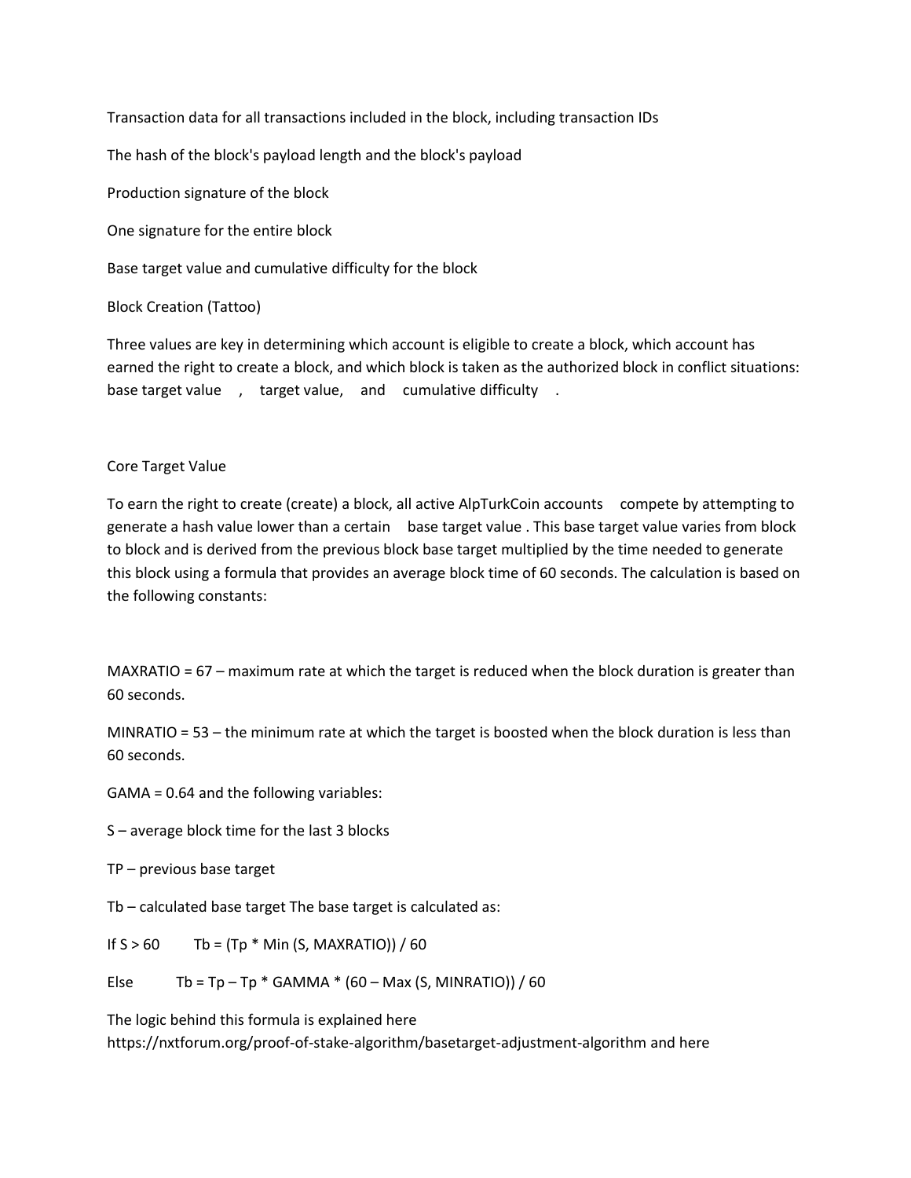Transaction data for all transactions included in the block, including transaction IDs

The hash of the block's payload length and the block's payload

Production signature of the block

One signature for the entire block

Base target value and cumulative difficulty for the block

Block Creation (Tattoo)

Three values are key in determining which account is eligible to create a block, which account has earned the right to create a block, and which block is taken as the authorized block in conflict situations: base target value , target value, and cumulative difficulty .

Core Target Value

To earn the right to create (create) a block, all active AlpTurkCoin accounts compete by attempting to generate a hash value lower than a certain base target value . This base target value varies from block to block and is derived from the previous block base target multiplied by the time needed to generate this block using a formula that provides an average block time of 60 seconds. The calculation is based on the following constants:

MAXRATIO = 67 – maximum rate at which the target is reduced when the block duration is greater than 60 seconds.

MINRATIO = 53 – the minimum rate at which the target is boosted when the block duration is less than 60 seconds.

GAMA = 0.64 and the following variables:

S – average block time for the last 3 blocks

TP – previous base target

Tb – calculated base target The base target is calculated as:

If S > 60 Tb = (Tp * Min (S, MAXRATIO)) / 60

Else Tb = Tp – Tp * GAMMA * (60 – Max (S, MINRATIO)) / 60

The logic behind this formula is explained here https://nxtforum.org/proof-of-stake-algorithm/basetarget-adjustment-algorithm and here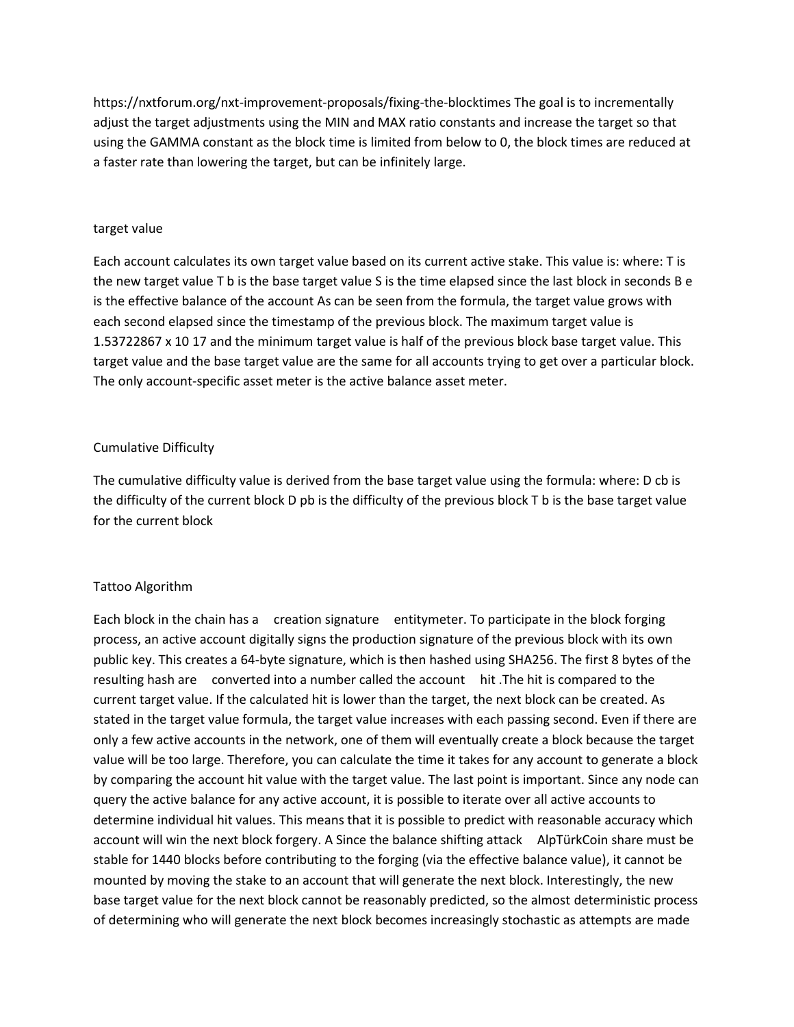https://nxtforum.org/nxt-improvement-proposals/fixing-the-blocktimes The goal is to incrementally adjust the target adjustments using the MIN and MAX ratio constants and increase the target so that using the GAMMA constant as the block time is limited from below to 0, the block times are reduced at a faster rate than lowering the target, but can be infinitely large.

## target value

Each account calculates its own target value based on its current active stake. This value is: where: T is the new target value $T_b$ is the base target value S is the time elapsed since the last block in seconds $B_e$ is the effective balance of the account As can be seen from the formula, the target value grows with each second elapsed since the timestamp of the previous block. The maximum target value is $1.53722867 \times 10^{17}$ and the minimum target value is half of the previous block base target value. This target value and the base target value are the same for all accounts trying to get over a particular block. The only account-specific asset meter is the active balance asset meter.

## Cumulative Difficulty

The cumulative difficulty value is derived from the base target value using the formula: where: $D_{cb}$ is the difficulty of the current block $D_{pb}$ is the difficulty of the previous block $T_b$ is the base target value for the current block

## Tattoo Algorithm

Each block in the chain has a creation signature entitymeter. To participate in the block forging process, an active account digitally signs the production signature of the previous block with its own public key. This creates a 64-byte signature, which is then hashed using SHA256. The first 8 bytes of the resulting hash are converted into a number called the account hit .The hit is compared to the current target value. If the calculated hit is lower than the target, the next block can be created. As stated in the target value formula, the target value increases with each passing second. Even if there are only a few active accounts in the network, one of them will eventually create a block because the target value will be too large. Therefore, you can calculate the time it takes for any account to generate a block by comparing the account hit value with the target value. The last point is important. Since any node can query the active balance for any active account, it is possible to iterate over all active accounts to determine individual hit values. This means that it is possible to predict with reasonable accuracy which account will win the next block forgery. A Since the balance shifting attack AlpTürkCoin share must be stable for 1440 blocks before contributing to the forging (via the effective balance value), it cannot be mounted by moving the stake to an account that will generate the next block. Interestingly, the new base target value for the next block cannot be reasonably predicted, so the almost deterministic process of determining who will generate the next block becomes increasingly stochastic as attempts are made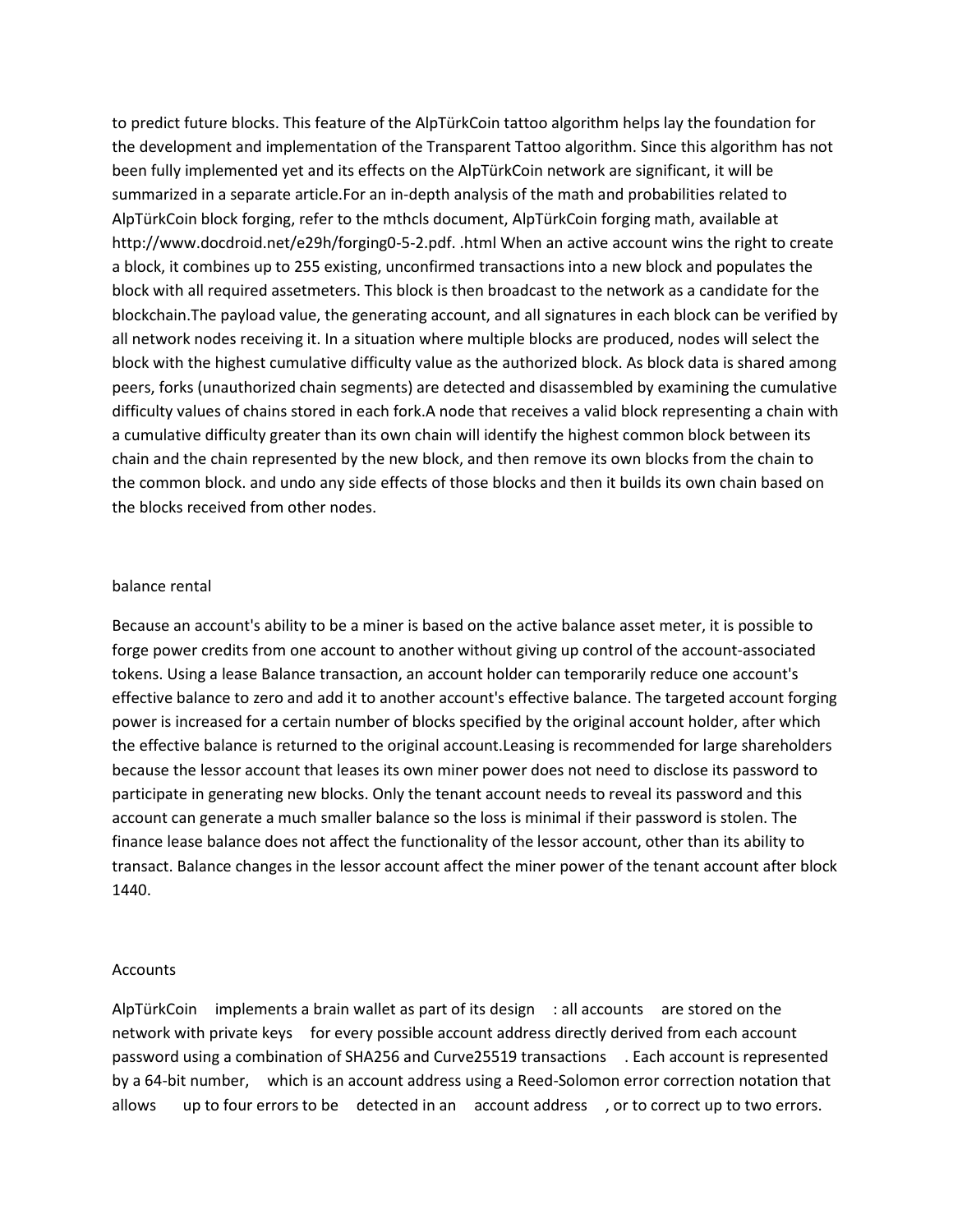to predict future blocks. This feature of the AlpTürkCoin tattoo algorithm helps lay the foundation for the development and implementation of the Transparent Tattoo algorithm. Since this algorithm has not been fully implemented yet and its effects on the AlpTürkCoin network are significant, it will be summarized in a separate article.For an in-depth analysis of the math and probabilities related to AlpTürkCoin block forging, refer to the mthcls document, AlpTürkCoin forging math, available at http://www.docdroid.net/e29h/forging0-5-2.pdf. .html When an active account wins the right to create a block, it combines up to 255 existing, unconfirmed transactions into a new block and populates the block with all required assetmeters. This block is then broadcast to the network as a candidate for the blockchain.The payload value, the generating account, and all signatures in each block can be verified by all network nodes receiving it. In a situation where multiple blocks are produced, nodes will select the block with the highest cumulative difficulty value as the authorized block. As block data is shared among peers, forks (unauthorized chain segments) are detected and disassembled by examining the cumulative difficulty values of chains stored in each fork.A node that receives a valid block representing a chain with a cumulative difficulty greater than its own chain will identify the highest common block between its chain and the chain represented by the new block, and then remove its own blocks from the chain to the common block. and undo any side effects of those blocks and then it builds its own chain based on the blocks received from other nodes.

## balance rental

Because an account's ability to be a miner is based on the active balance asset meter, it is possible to forge power credits from one account to another without giving up control of the account-associated tokens. Using a lease Balance transaction, an account holder can temporarily reduce one account's effective balance to zero and add it to another account's effective balance. The targeted account forging power is increased for a certain number of blocks specified by the original account holder, after which the effective balance is returned to the original account.Leasing is recommended for large shareholders because the lessor account that leases its own miner power does not need to disclose its password to participate in generating new blocks. Only the tenant account needs to reveal its password and this account can generate a much smaller balance so the loss is minimal if their password is stolen. The finance lease balance does not affect the functionality of the lessor account, other than its ability to transact. Balance changes in the lessor account affect the miner power of the tenant account after block 1440.

## Accounts

AlpTürkCoin implements a brain wallet as part of its design : all accounts are stored on the network with private keys for every possible account address directly derived from each account password using a combination of SHA256 and Curve25519 transactions . Each account is represented by a 64-bit number, which is an account address using a Reed-Solomon error correction notation that allows up to four errors to be detected in an account address , or to correct up to two errors.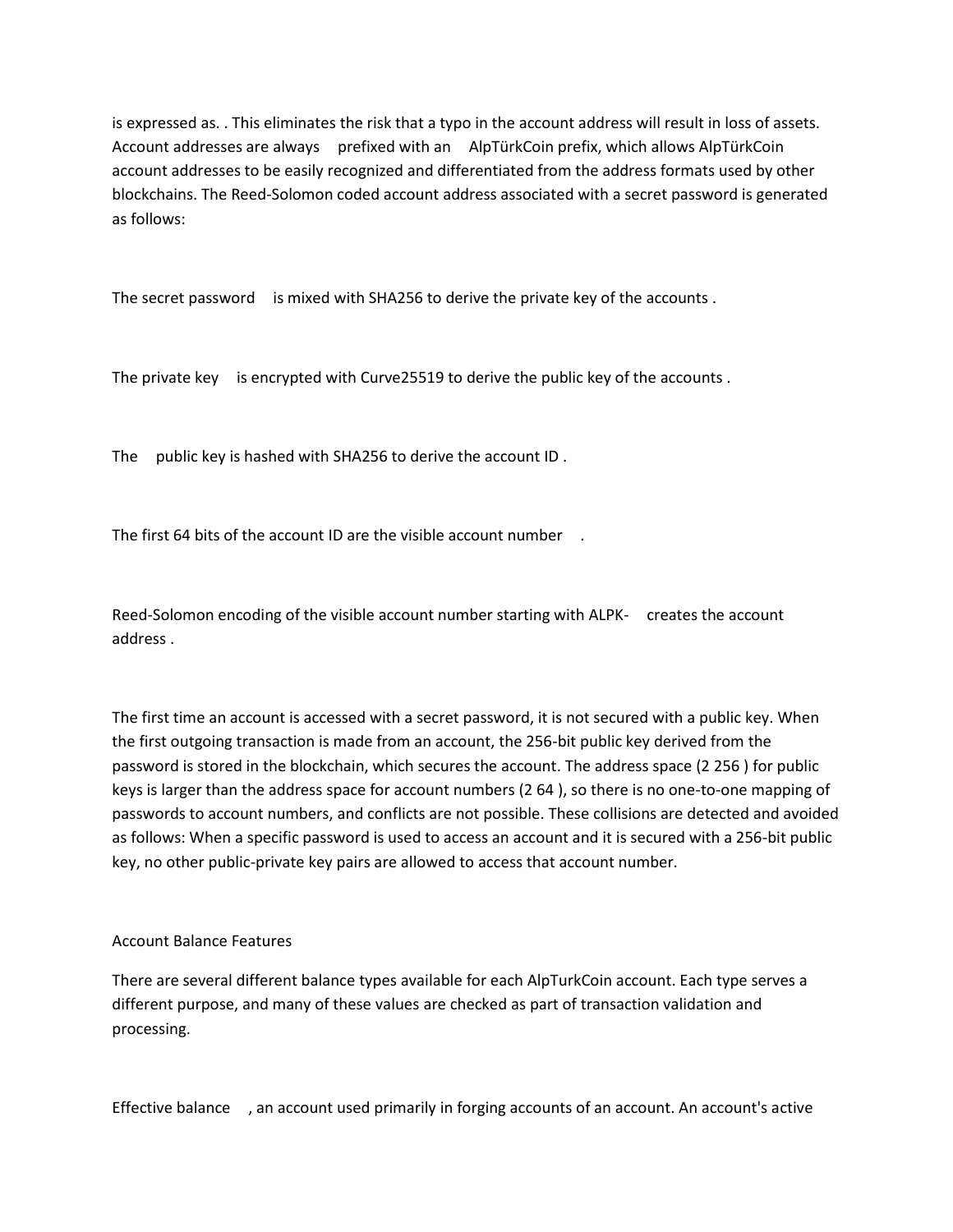is expressed as. . This eliminates the risk that a typo in the account address will result in loss of assets. Account addresses are always prefixed with an AlpTürkCoin prefix, which allows AlpTürkCoin account addresses to be easily recognized and differentiated from the address formats used by other blockchains. The Reed-Solomon coded account address associated with a secret password is generated as follows:

The secret password is mixed with SHA256 to derive the private key of the accounts .

The private key is encrypted with Curve25519 to derive the public key of the accounts .

The public key is hashed with SHA256 to derive the account ID .

The first 64 bits of the account ID are the visible account number .

Reed-Solomon encoding of the visible account number starting with ALPK- creates the account address .

The first time an account is accessed with a secret password, it is not secured with a public key. When the first outgoing transaction is made from an account, the 256-bit public key derived from the password is stored in the blockchain, which secures the account. The address space ($2^{256}$) for public keys is larger than the address space for account numbers ($2^{64}$), so there is no one-to-one mapping of passwords to account numbers, and conflicts are not possible. These collisions are detected and avoided as follows: When a specific password is used to access an account and it is secured with a 256-bit public key, no other public-private key pairs are allowed to access that account number.

Account Balance Features

There are several different balance types available for each AlpTurkCoin account. Each type serves a different purpose, and many of these values are checked as part of transaction validation and processing.

Effective balance , an account used primarily in forging accounts of an account. An account's active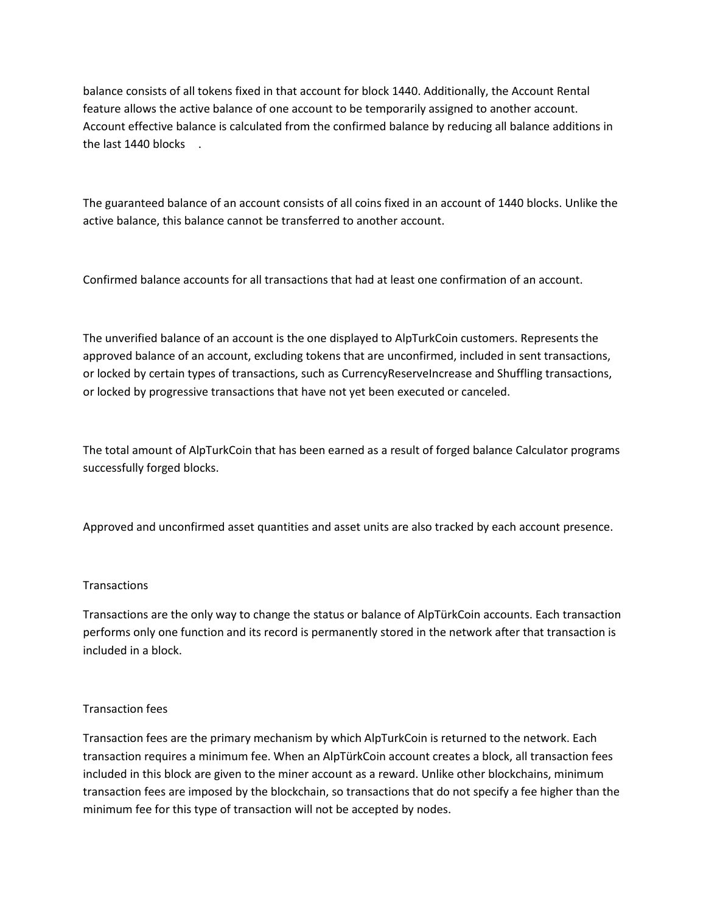balance consists of all tokens fixed in that account for block 1440. Additionally, the Account Rental feature allows the active balance of one account to be temporarily assigned to another account. Account effective balance is calculated from the confirmed balance by reducing all balance additions in the last 1440 blocks .

The guaranteed balance of an account consists of all coins fixed in an account of 1440 blocks. Unlike the active balance, this balance cannot be transferred to another account.

Confirmed balance accounts for all transactions that had at least one confirmation of an account.

The unverified balance of an account is the one displayed to AlpTurkCoin customers. Represents the approved balance of an account, excluding tokens that are unconfirmed, included in sent transactions, or locked by certain types of transactions, such as CurrencyReserveIncrease and Shuffling transactions, or locked by progressive transactions that have not yet been executed or canceled.

The total amount of AlpTurkCoin that has been earned as a result of forged balance Calculator programs successfully forged blocks.

Approved and unconfirmed asset quantities and asset units are also tracked by each account presence.

Transactions

Transactions are the only way to change the status or balance of AlpTürkCoin accounts. Each transaction performs only one function and its record is permanently stored in the network after that transaction is included in a block.

Transaction fees

Transaction fees are the primary mechanism by which AlpTurkCoin is returned to the network. Each transaction requires a minimum fee. When an AlpTürkCoin account creates a block, all transaction fees included in this block are given to the miner account as a reward. Unlike other blockchains, minimum transaction fees are imposed by the blockchain, so transactions that do not specify a fee higher than the minimum fee for this type of transaction will not be accepted by nodes.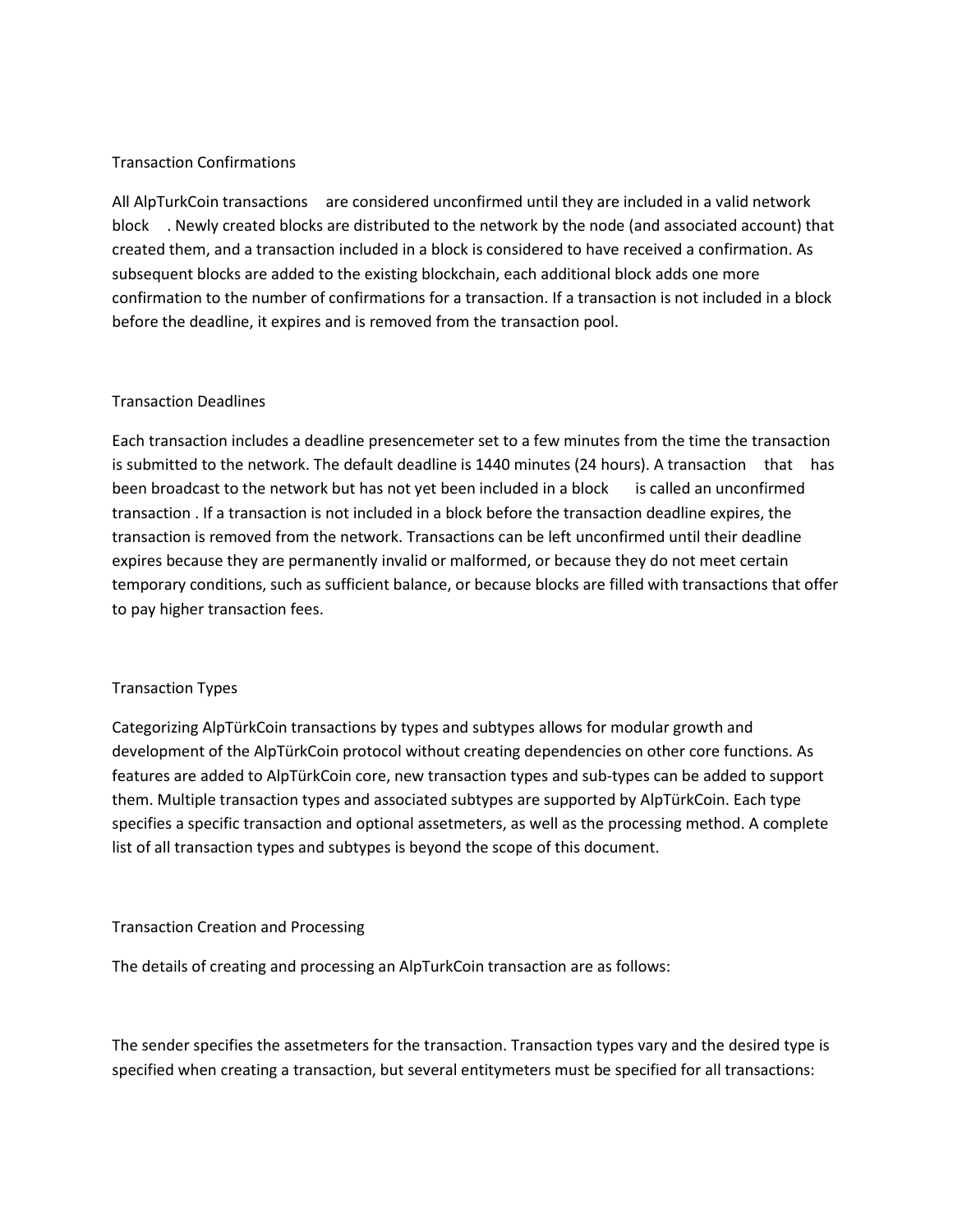## Transaction Confirmations

All AlpTurkCoin transactions are considered unconfirmed until they are included in a valid network block . Newly created blocks are distributed to the network by the node (and associated account) that created them, and a transaction included in a block is considered to have received a confirmation. As subsequent blocks are added to the existing blockchain, each additional block adds one more confirmation to the number of confirmations for a transaction. If a transaction is not included in a block before the deadline, it expires and is removed from the transaction pool.

## Transaction Deadlines

Each transaction includes a deadline presencemeter set to a few minutes from the time the transaction is submitted to the network. The default deadline is 1440 minutes (24 hours). A transaction that has been broadcast to the network but has not yet been included in a block is called an unconfirmed transaction . If a transaction is not included in a block before the transaction deadline expires, the transaction is removed from the network. Transactions can be left unconfirmed until their deadline expires because they are permanently invalid or malformed, or because they do not meet certain temporary conditions, such as sufficient balance, or because blocks are filled with transactions that offer to pay higher transaction fees.

## Transaction Types

Categorizing AlpTürkCoin transactions by types and subtypes allows for modular growth and development of the AlpTürkCoin protocol without creating dependencies on other core functions. As features are added to AlpTürkCoin core, new transaction types and sub-types can be added to support them. Multiple transaction types and associated subtypes are supported by AlpTürkCoin. Each type specifies a specific transaction and optional assetmeters, as well as the processing method. A complete list of all transaction types and subtypes is beyond the scope of this document.

## Transaction Creation and Processing

The details of creating and processing an AlpTurkCoin transaction are as follows:

The sender specifies the assetmeters for the transaction. Transaction types vary and the desired type is specified when creating a transaction, but several entitymeters must be specified for all transactions: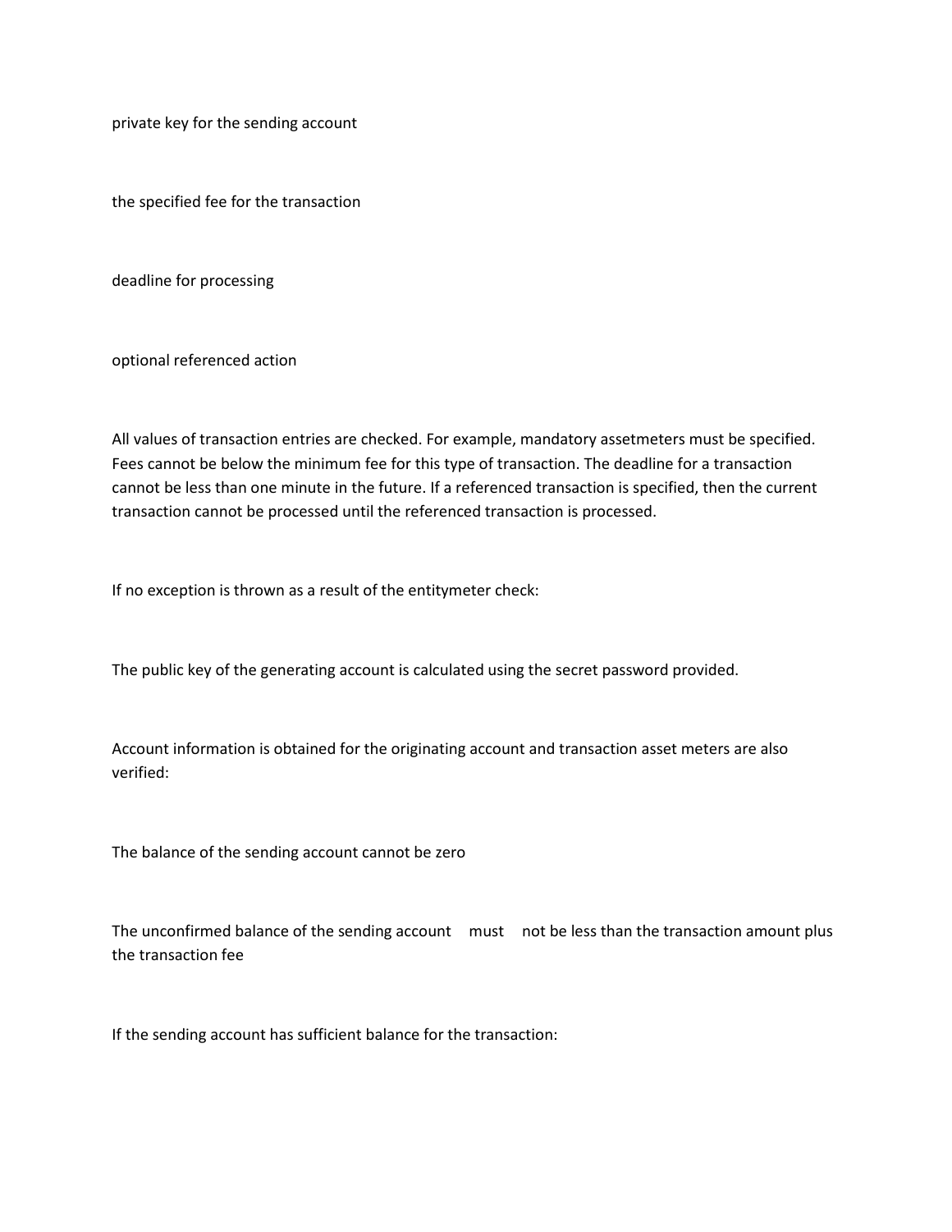private key for the sending account

the specified fee for the transaction

deadline for processing

optional referenced action

All values of transaction entries are checked. For example, mandatory assetmeters must be specified. Fees cannot be below the minimum fee for this type of transaction. The deadline for a transaction cannot be less than one minute in the future. If a referenced transaction is specified, then the current transaction cannot be processed until the referenced transaction is processed.

If no exception is thrown as a result of the entitymeter check:

The public key of the generating account is calculated using the secret password provided.

Account information is obtained for the originating account and transaction asset meters are also verified:

The balance of the sending account cannot be zero

The unconfirmed balance of the sending account must not be less than the transaction amount plus the transaction fee

If the sending account has sufficient balance for the transaction: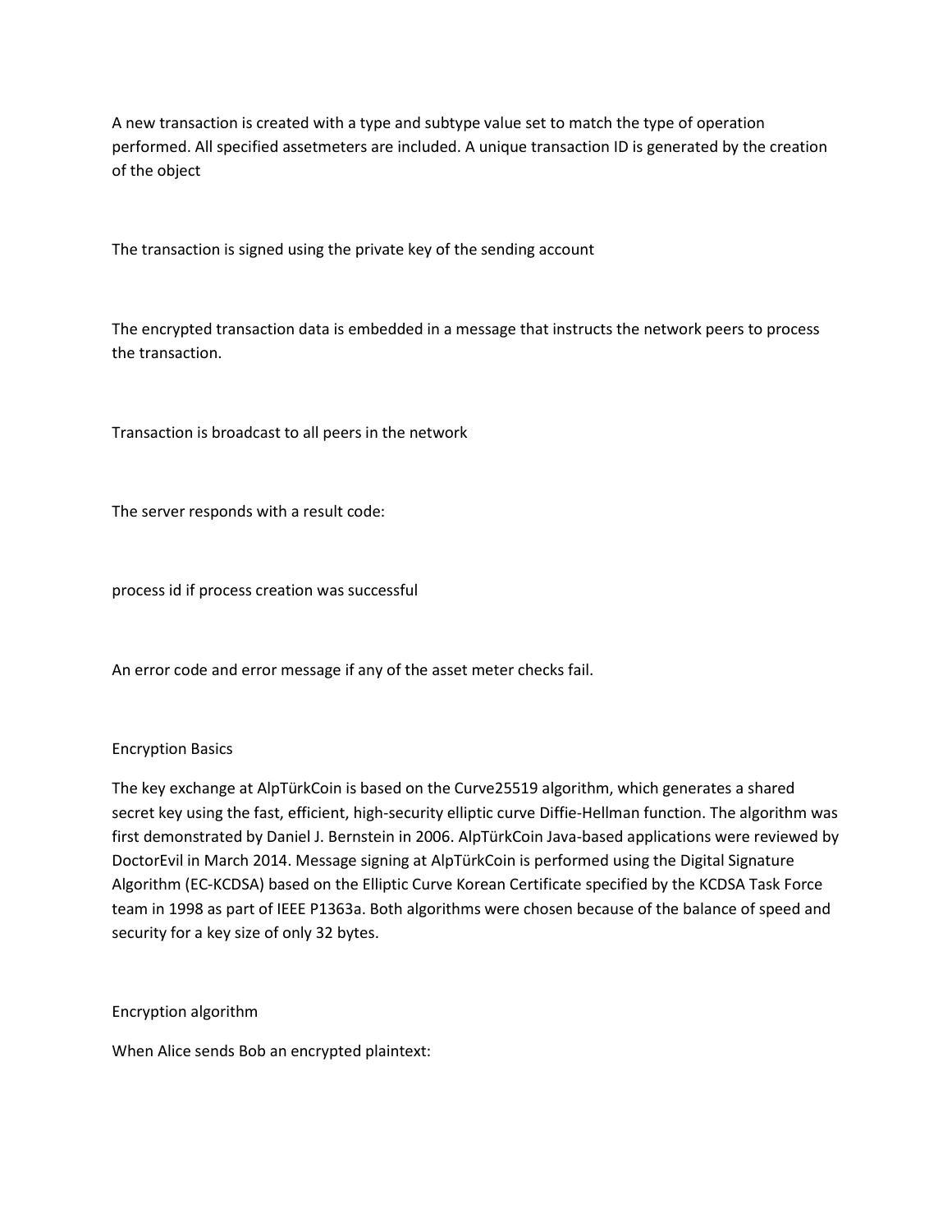A new transaction is created with a type and subtype value set to match the type of operation performed. All specified assetmeters are included. A unique transaction ID is generated by the creation of the object

The transaction is signed using the private key of the sending account

The encrypted transaction data is embedded in a message that instructs the network peers to process the transaction.

Transaction is broadcast to all peers in the network

The server responds with a result code:

process id if process creation was successful

An error code and error message if any of the asset meter checks fail.

Encryption Basics

The key exchange at AlpTürkCoin is based on the Curve25519 algorithm, which generates a shared secret key using the fast, efficient, high-security elliptic curve Diffie-Hellman function. The algorithm was first demonstrated by Daniel J. Bernstein in 2006. AlpTürkCoin Java-based applications were reviewed by DoctorEvil in March 2014. Message signing at AlpTürkCoin is performed using the Digital Signature Algorithm (EC-KCDSA) based on the Elliptic Curve Korean Certificate specified by the KCDSA Task Force team in 1998 as part of IEEE P1363a. Both algorithms were chosen because of the balance of speed and security for a key size of only 32 bytes.

Encryption algorithm

When Alice sends Bob an encrypted plaintext: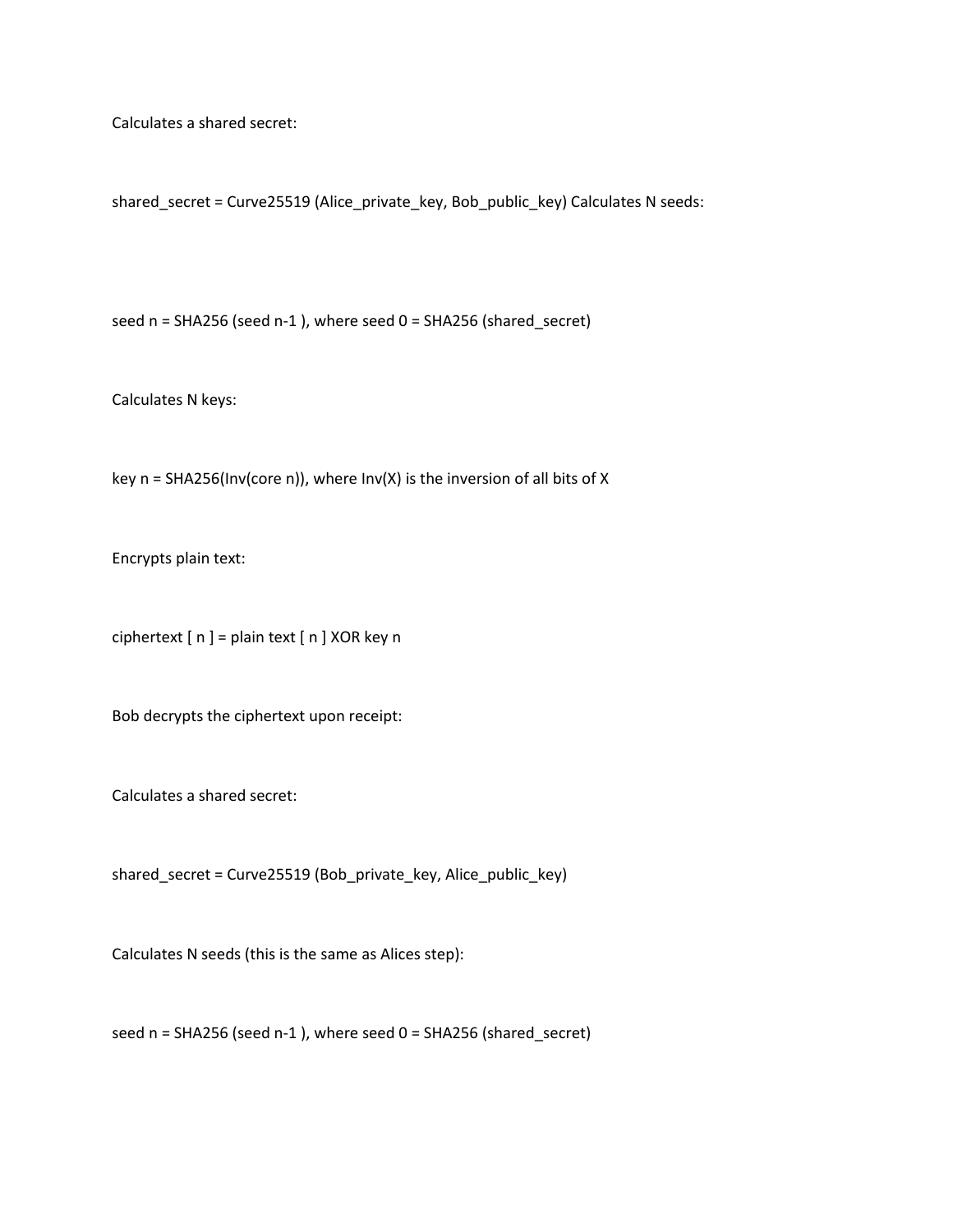Calculates a shared secret:

shared_secret = Curve25519 (Alice_private_key, Bob_public_key) Calculates N seeds:

seed n = SHA256 (seed n-1 ), where seed 0 = SHA256 (shared_secret)

Calculates N keys:

key n = SHA256(Inv(core n)), where Inv(X) is the inversion of all bits of X

Encrypts plain text:

ciphertext [ n ] = plain text [ n ] XOR key n

Bob decrypts the ciphertext upon receipt:

Calculates a shared secret:

shared_secret = Curve25519 (Bob_private_key, Alice_public_key)

Calculates N seeds (this is the same as Alices step):

seed n = SHA256 (seed n-1 ), where seed 0 = SHA256 (shared_secret)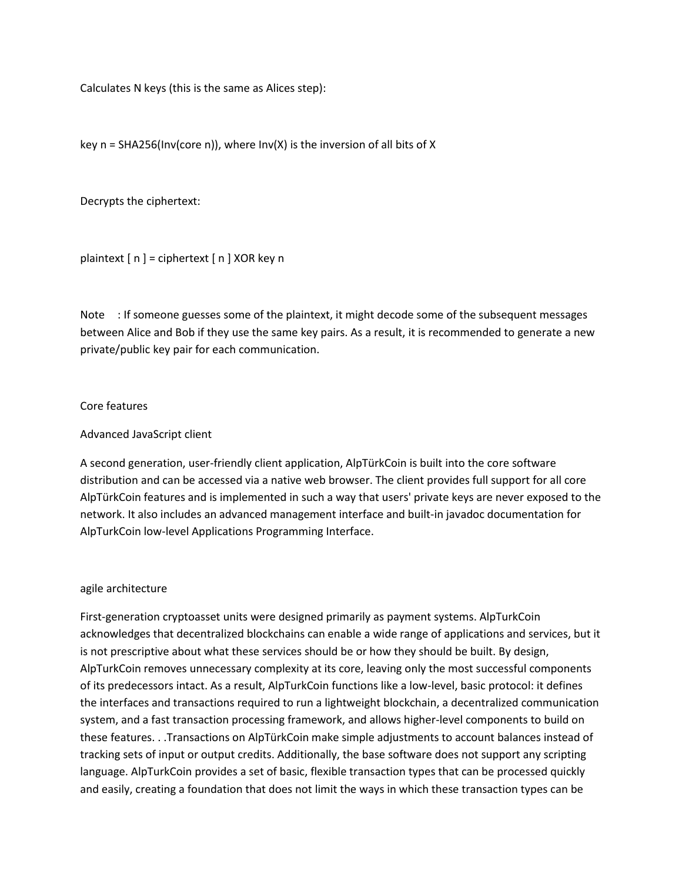Calculates N keys (this is the same as Alices step):

key n = SHA256(Inv(core n)), where Inv(X) is the inversion of all bits of X

Decrypts the ciphertext:

plaintext [ n ] = ciphertext [ n ] XOR key n

Note : If someone guesses some of the plaintext, it might decode some of the subsequent messages between Alice and Bob if they use the same key pairs. As a result, it is recommended to generate a new private/public key pair for each communication.

## Core features

### Advanced JavaScript client

A second generation, user-friendly client application, AlpTürkCoin is built into the core software distribution and can be accessed via a native web browser. The client provides full support for all core AlpTürkCoin features and is implemented in such a way that users' private keys are never exposed to the network. It also includes an advanced management interface and built-in javadoc documentation for AlpTurkCoin low-level Applications Programming Interface.

### agile architecture

First-generation cryptoasset units were designed primarily as payment systems. AlpTurkCoin acknowledges that decentralized blockchains can enable a wide range of applications and services, but it is not prescriptive about what these services should be or how they should be built. By design, AlpTurkCoin removes unnecessary complexity at its core, leaving only the most successful components of its predecessors intact. As a result, AlpTurkCoin functions like a low-level, basic protocol: it defines the interfaces and transactions required to run a lightweight blockchain, a decentralized communication system, and a fast transaction processing framework, and allows higher-level components to build on these features. . .Transactions on AlpTürkCoin make simple adjustments to account balances instead of tracking sets of input or output credits. Additionally, the base software does not support any scripting language. AlpTurkCoin provides a set of basic, flexible transaction types that can be processed quickly and easily, creating a foundation that does not limit the ways in which these transaction types can be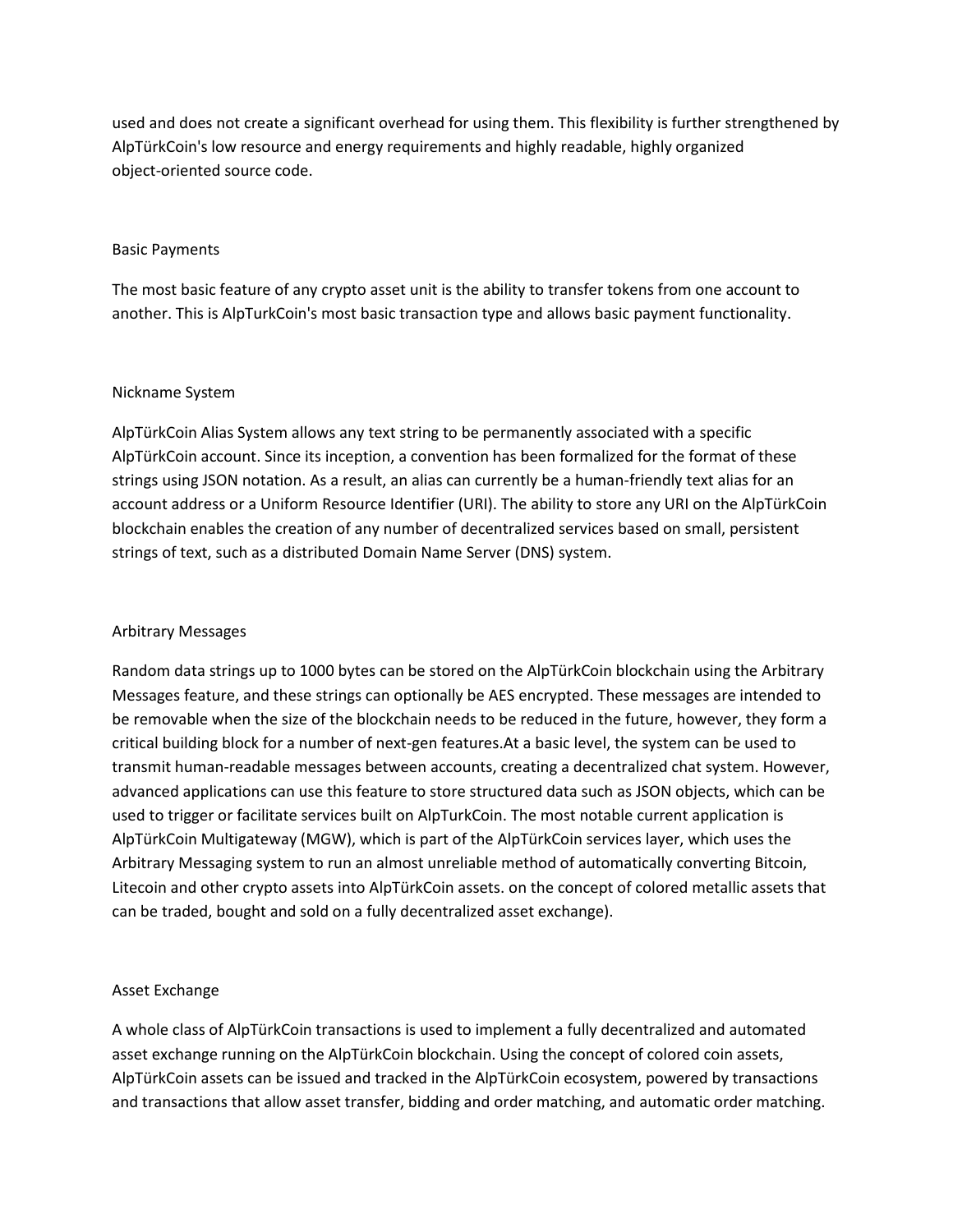used and does not create a significant overhead for using them. This flexibility is further strengthened by AlpTürkCoin's low resource and energy requirements and highly readable, highly organized object-oriented source code.

## Basic Payments

The most basic feature of any crypto asset unit is the ability to transfer tokens from one account to another. This is AlpTurkCoin's most basic transaction type and allows basic payment functionality.

## Nickname System

AlpTürkCoin Alias System allows any text string to be permanently associated with a specific AlpTürkCoin account. Since its inception, a convention has been formalized for the format of these strings using JSON notation. As a result, an alias can currently be a human-friendly text alias for an account address or a Uniform Resource Identifier (URI). The ability to store any URI on the AlpTürkCoin blockchain enables the creation of any number of decentralized services based on small, persistent strings of text, such as a distributed Domain Name Server (DNS) system.

## Arbitrary Messages

Random data strings up to 1000 bytes can be stored on the AlpTürkCoin blockchain using the Arbitrary Messages feature, and these strings can optionally be AES encrypted. These messages are intended to be removable when the size of the blockchain needs to be reduced in the future, however, they form a critical building block for a number of next-gen features.At a basic level, the system can be used to transmit human-readable messages between accounts, creating a decentralized chat system. However, advanced applications can use this feature to store structured data such as JSON objects, which can be used to trigger or facilitate services built on AlpTurkCoin. The most notable current application is AlpTürkCoin Multigateway (MGW), which is part of the AlpTürkCoin services layer, which uses the Arbitrary Messaging system to run an almost unreliable method of automatically converting Bitcoin, Litecoin and other crypto assets into AlpTürkCoin assets. on the concept of colored metallic assets that can be traded, bought and sold on a fully decentralized asset exchange).

## Asset Exchange

A whole class of AlpTürkCoin transactions is used to implement a fully decentralized and automated asset exchange running on the AlpTürkCoin blockchain. Using the concept of colored coin assets, AlpTürkCoin assets can be issued and tracked in the AlpTürkCoin ecosystem, powered by transactions and transactions that allow asset transfer, bidding and order matching, and automatic order matching.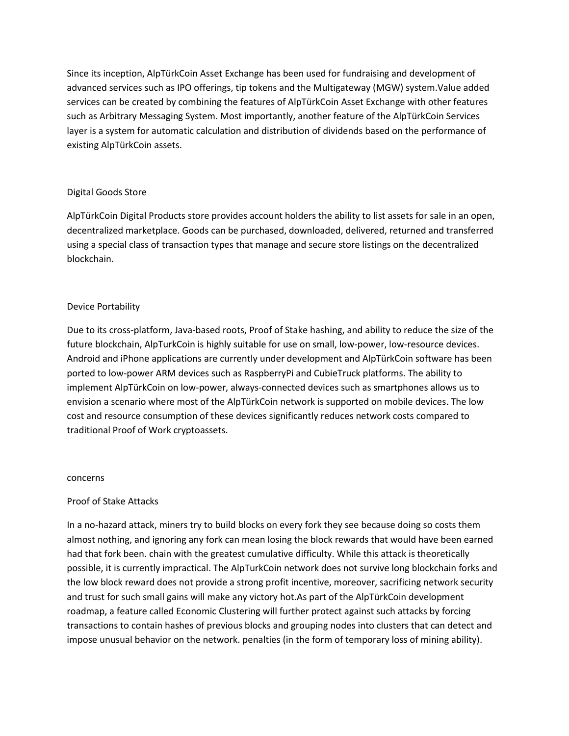Since its inception, AlpTürkCoin Asset Exchange has been used for fundraising and development of advanced services such as IPO offerings, tip tokens and the Multigateway (MGW) system.Value added services can be created by combining the features of AlpTürkCoin Asset Exchange with other features such as Arbitrary Messaging System. Most importantly, another feature of the AlpTürkCoin Services layer is a system for automatic calculation and distribution of dividends based on the performance of existing AlpTürkCoin assets.

## Digital Goods Store

AlpTürkCoin Digital Products store provides account holders the ability to list assets for sale in an open, decentralized marketplace. Goods can be purchased, downloaded, delivered, returned and transferred using a special class of transaction types that manage and secure store listings on the decentralized blockchain.

## Device Portability

Due to its cross-platform, Java-based roots, Proof of Stake hashing, and ability to reduce the size of the future blockchain, AlpTurkCoin is highly suitable for use on small, low-power, low-resource devices. Android and iPhone applications are currently under development and AlpTürkCoin software has been ported to low-power ARM devices such as RaspberryPi and CubieTruck platforms. The ability to implement AlpTürkCoin on low-power, always-connected devices such as smartphones allows us to envision a scenario where most of the AlpTürkCoin network is supported on mobile devices. The low cost and resource consumption of these devices significantly reduces network costs compared to traditional Proof of Work cryptoassets.

## concerns

### Proof of Stake Attacks

In a no-hazard attack, miners try to build blocks on every fork they see because doing so costs them almost nothing, and ignoring any fork can mean losing the block rewards that would have been earned had that fork been. chain with the greatest cumulative difficulty. While this attack is theoretically possible, it is currently impractical. The AlpTurkCoin network does not survive long blockchain forks and the low block reward does not provide a strong profit incentive, moreover, sacrificing network security and trust for such small gains will make any victory hot.As part of the AlpTürkCoin development roadmap, a feature called Economic Clustering will further protect against such attacks by forcing transactions to contain hashes of previous blocks and grouping nodes into clusters that can detect and impose unusual behavior on the network. penalties (in the form of temporary loss of mining ability).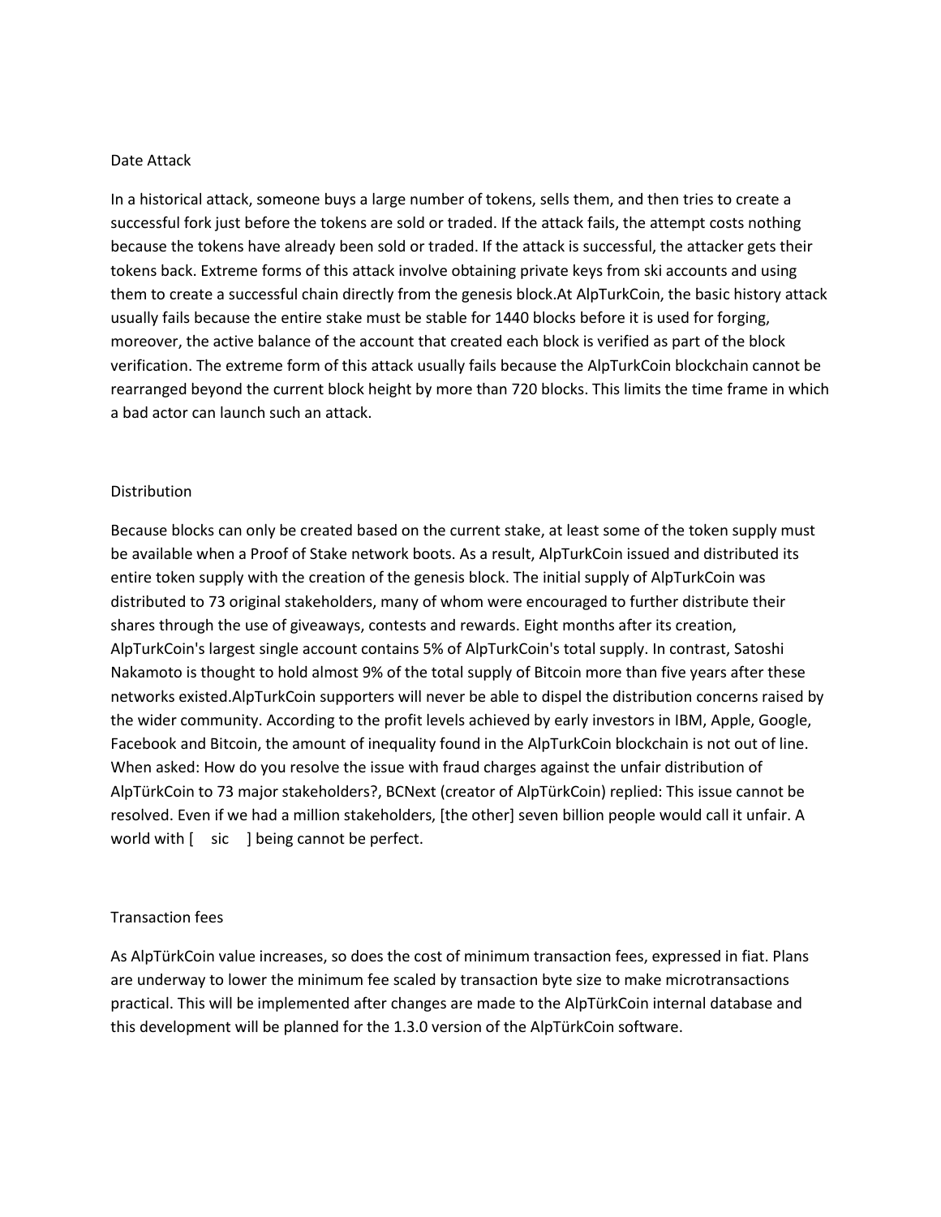## Date Attack

In a historical attack, someone buys a large number of tokens, sells them, and then tries to create a successful fork just before the tokens are sold or traded. If the attack fails, the attempt costs nothing because the tokens have already been sold or traded. If the attack is successful, the attacker gets their tokens back. Extreme forms of this attack involve obtaining private keys from ski accounts and using them to create a successful chain directly from the genesis block.At AlpTurkCoin, the basic history attack usually fails because the entire stake must be stable for 1440 blocks before it is used for forging, moreover, the active balance of the account that created each block is verified as part of the block verification. The extreme form of this attack usually fails because the AlpTurkCoin blockchain cannot be rearranged beyond the current block height by more than 720 blocks. This limits the time frame in which a bad actor can launch such an attack.

## Distribution

Because blocks can only be created based on the current stake, at least some of the token supply must be available when a Proof of Stake network boots. As a result, AlpTurkCoin issued and distributed its entire token supply with the creation of the genesis block. The initial supply of AlpTurkCoin was distributed to 73 original stakeholders, many of whom were encouraged to further distribute their shares through the use of giveaways, contests and rewards. Eight months after its creation, AlpTurkCoin's largest single account contains 5% of AlpTurkCoin's total supply. In contrast, Satoshi Nakamoto is thought to hold almost 9% of the total supply of Bitcoin more than five years after these networks existed.AlpTurkCoin supporters will never be able to dispel the distribution concerns raised by the wider community. According to the profit levels achieved by early investors in IBM, Apple, Google, Facebook and Bitcoin, the amount of inequality found in the AlpTurkCoin blockchain is not out of line. When asked: How do you resolve the issue with fraud charges against the unfair distribution of AlpTürkCoin to 73 major stakeholders?, BCNext (creator of AlpTürkCoin) replied: This issue cannot be resolved. Even if we had a million stakeholders, [the other] seven billion people would call it unfair. A world with [ sic ] being cannot be perfect.

## Transaction fees

As AlpTürkCoin value increases, so does the cost of minimum transaction fees, expressed in fiat. Plans are underway to lower the minimum fee scaled by transaction byte size to make microtransactions practical. This will be implemented after changes are made to the AlpTürkCoin internal database and this development will be planned for the 1.3.0 version of the AlpTürkCoin software.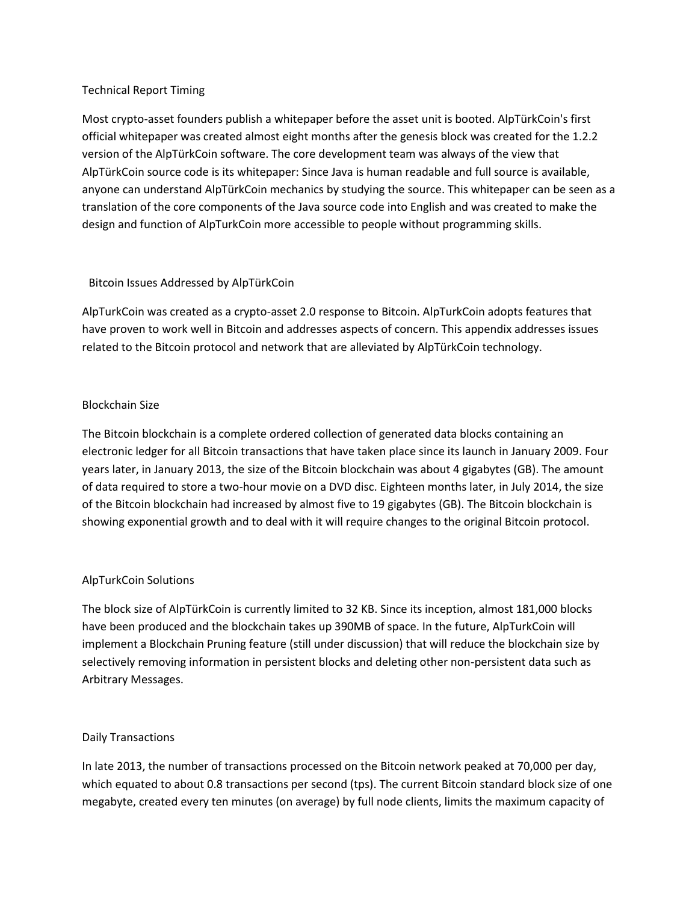## Technical Report Timing

Most crypto-asset founders publish a whitepaper before the asset unit is booted. AlpTürkCoin's first official whitepaper was created almost eight months after the genesis block was created for the 1.2.2 version of the AlpTürkCoin software. The core development team was always of the view that AlpTürkCoin source code is its whitepaper: Since Java is human readable and full source is available, anyone can understand AlpTürkCoin mechanics by studying the source. This whitepaper can be seen as a translation of the core components of the Java source code into English and was created to make the design and function of AlpTurkCoin more accessible to people without programming skills.

## Bitcoin Issues Addressed by AlpTürkCoin

AlpTurkCoin was created as a crypto-asset 2.0 response to Bitcoin. AlpTurkCoin adopts features that have proven to work well in Bitcoin and addresses aspects of concern. This appendix addresses issues related to the Bitcoin protocol and network that are alleviated by AlpTürkCoin technology.

### Blockchain Size

The Bitcoin blockchain is a complete ordered collection of generated data blocks containing an electronic ledger for all Bitcoin transactions that have taken place since its launch in January 2009. Four years later, in January 2013, the size of the Bitcoin blockchain was about 4 gigabytes (GB). The amount of data required to store a two-hour movie on a DVD disc. Eighteen months later, in July 2014, the size of the Bitcoin blockchain had increased by almost five to 19 gigabytes (GB). The Bitcoin blockchain is showing exponential growth and to deal with it will require changes to the original Bitcoin protocol.

### AlpTurkCoin Solutions

The block size of AlpTürkCoin is currently limited to 32 KB. Since its inception, almost 181,000 blocks have been produced and the blockchain takes up 390MB of space. In the future, AlpTurkCoin will implement a Blockchain Pruning feature (still under discussion) that will reduce the blockchain size by selectively removing information in persistent blocks and deleting other non-persistent data such as Arbitrary Messages.

### Daily Transactions

In late 2013, the number of transactions processed on the Bitcoin network peaked at 70,000 per day, which equated to about 0.8 transactions per second (tps). The current Bitcoin standard block size of one megabyte, created every ten minutes (on average) by full node clients, limits the maximum capacity of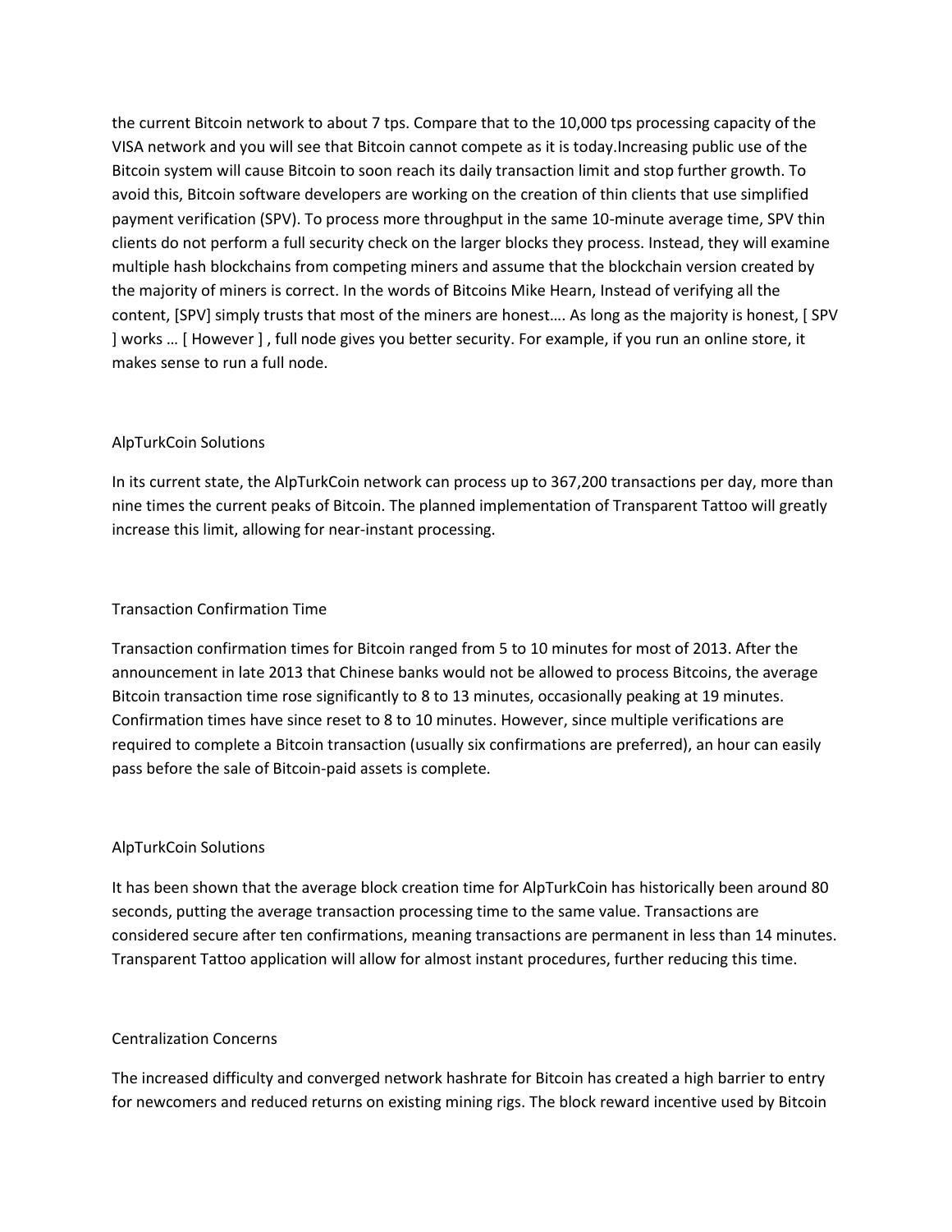the current Bitcoin network to about 7 tps. Compare that to the 10,000 tps processing capacity of the VISA network and you will see that Bitcoin cannot compete as it is today.Increasing public use of the Bitcoin system will cause Bitcoin to soon reach its daily transaction limit and stop further growth. To avoid this, Bitcoin software developers are working on the creation of thin clients that use simplified payment verification (SPV). To process more throughput in the same 10-minute average time, SPV thin clients do not perform a full security check on the larger blocks they process. Instead, they will examine multiple hash blockchains from competing miners and assume that the blockchain version created by the majority of miners is correct. In the words of Bitcoins Mike Hearn, Instead of verifying all the content, [SPV] simply trusts that most of the miners are honest…. As long as the majority is honest, [ SPV ] works … [ However ] , full node gives you better security. For example, if you run an online store, it makes sense to run a full node.

## AlpTurkCoin Solutions

In its current state, the AlpTurkCoin network can process up to 367,200 transactions per day, more than nine times the current peaks of Bitcoin. The planned implementation of Transparent Tattoo will greatly increase this limit, allowing for near-instant processing.

## Transaction Confirmation Time

Transaction confirmation times for Bitcoin ranged from 5 to 10 minutes for most of 2013. After the announcement in late 2013 that Chinese banks would not be allowed to process Bitcoins, the average Bitcoin transaction time rose significantly to 8 to 13 minutes, occasionally peaking at 19 minutes. Confirmation times have since reset to 8 to 10 minutes. However, since multiple verifications are required to complete a Bitcoin transaction (usually six confirmations are preferred), an hour can easily pass before the sale of Bitcoin-paid assets is complete.

## AlpTurkCoin Solutions

It has been shown that the average block creation time for AlpTurkCoin has historically been around 80 seconds, putting the average transaction processing time to the same value. Transactions are considered secure after ten confirmations, meaning transactions are permanent in less than 14 minutes. Transparent Tattoo application will allow for almost instant procedures, further reducing this time.

## Centralization Concerns

The increased difficulty and converged network hashrate for Bitcoin has created a high barrier to entry for newcomers and reduced returns on existing mining rigs. The block reward incentive used by Bitcoin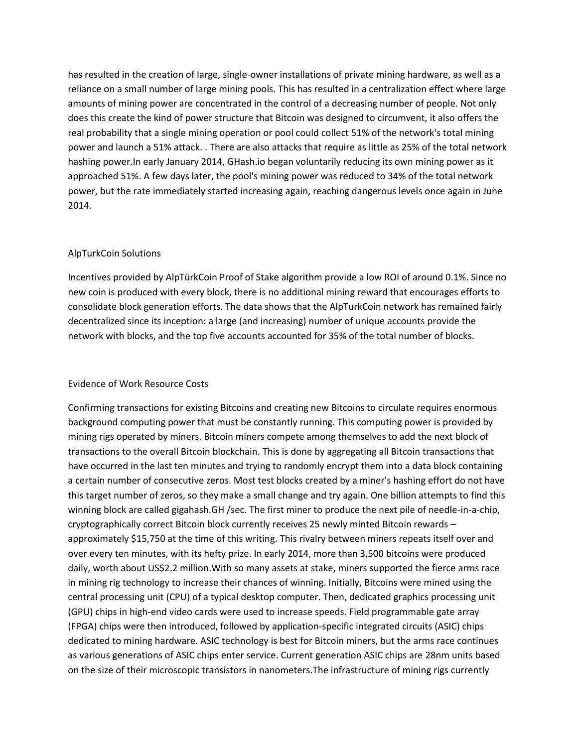has resulted in the creation of large, single-owner installations of private mining hardware, as well as a reliance on a small number of large mining pools. This has resulted in a centralization effect where large amounts of mining power are concentrated in the control of a decreasing number of people. Not only does this create the kind of power structure that Bitcoin was designed to circumvent, it also offers the real probability that a single mining operation or pool could collect 51% of the network's total mining power and launch a 51% attack. . There are also attacks that require as little as 25% of the total network hashing power.In early January 2014, GHash.io began voluntarily reducing its own mining power as it approached 51%. A few days later, the pool's mining power was reduced to 34% of the total network power, but the rate immediately started increasing again, reaching dangerous levels once again in June 2014.

## AlpTurkCoin Solutions

Incentives provided by AlpTürkCoin Proof of Stake algorithm provide a low ROI of around 0.1%. Since no new coin is produced with every block, there is no additional mining reward that encourages efforts to consolidate block generation efforts. The data shows that the AlpTurkCoin network has remained fairly decentralized since its inception: a large (and increasing) number of unique accounts provide the network with blocks, and the top five accounts accounted for 35% of the total number of blocks.

## Evidence of Work Resource Costs

Confirming transactions for existing Bitcoins and creating new Bitcoins to circulate requires enormous background computing power that must be constantly running. This computing power is provided by mining rigs operated by miners. Bitcoin miners compete among themselves to add the next block of transactions to the overall Bitcoin blockchain. This is done by aggregating all Bitcoin transactions that have occurred in the last ten minutes and trying to randomly encrypt them into a data block containing a certain number of consecutive zeros. Most test blocks created by a miner's hashing effort do not have this target number of zeros, so they make a small change and try again. One billion attempts to find this winning block are called gigahash.GH /sec. The first miner to produce the next pile of needle-in-a-chip, cryptographically correct Bitcoin block currently receives 25 newly minted Bitcoin rewards – approximately $15,750 at the time of this writing. This rivalry between miners repeats itself over and over every ten minutes, with its hefty prize. In early 2014, more than 3,500 bitcoins were produced daily, worth about US$2.2 million.With so many assets at stake, miners supported the fierce arms race in mining rig technology to increase their chances of winning. Initially, Bitcoins were mined using the central processing unit (CPU) of a typical desktop computer. Then, dedicated graphics processing unit (GPU) chips in high-end video cards were used to increase speeds. Field programmable gate array (FPGA) chips were then introduced, followed by application-specific integrated circuits (ASIC) chips dedicated to mining hardware. ASIC technology is best for Bitcoin miners, but the arms race continues as various generations of ASIC chips enter service. Current generation ASIC chips are 28nm units based on the size of their microscopic transistors in nanometers.The infrastructure of mining rigs currently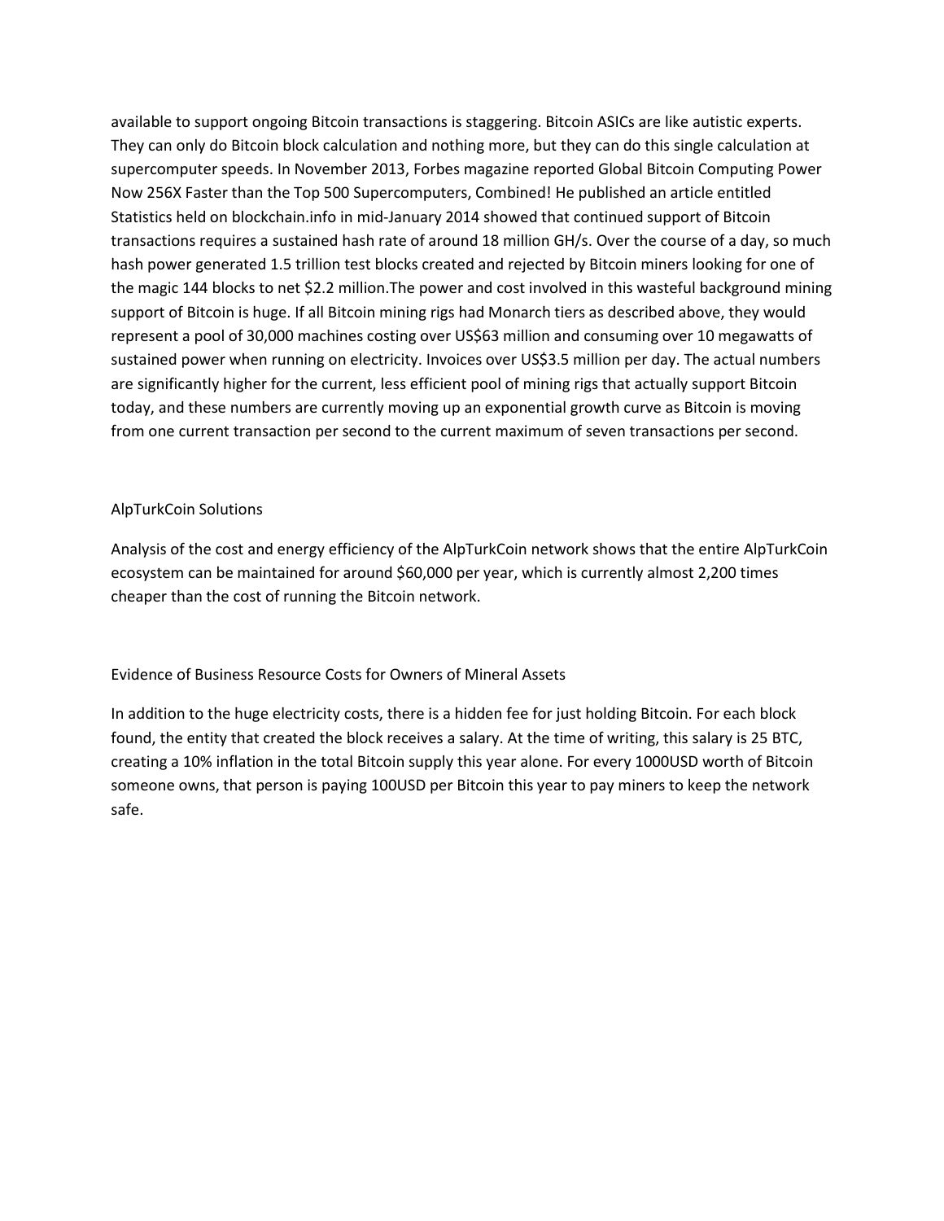available to support ongoing Bitcoin transactions is staggering. Bitcoin ASICs are like autistic experts. They can only do Bitcoin block calculation and nothing more, but they can do this single calculation at supercomputer speeds. In November 2013, Forbes magazine reported Global Bitcoin Computing Power Now 256X Faster than the Top 500 Supercomputers, Combined! He published an article entitled Statistics held on blockchain.info in mid-January 2014 showed that continued support of Bitcoin transactions requires a sustained hash rate of around 18 million GH/s. Over the course of a day, so much hash power generated 1.5 trillion test blocks created and rejected by Bitcoin miners looking for one of the magic 144 blocks to net $2.2 million.The power and cost involved in this wasteful background mining support of Bitcoin is huge. If all Bitcoin mining rigs had Monarch tiers as described above, they would represent a pool of 30,000 machines costing over US$63 million and consuming over 10 megawatts of sustained power when running on electricity. Invoices over US$3.5 million per day. The actual numbers are significantly higher for the current, less efficient pool of mining rigs that actually support Bitcoin today, and these numbers are currently moving up an exponential growth curve as Bitcoin is moving from one current transaction per second to the current maximum of seven transactions per second.

## AlpTurkCoin Solutions

Analysis of the cost and energy efficiency of the AlpTurkCoin network shows that the entire AlpTurkCoin ecosystem can be maintained for around $60,000 per year, which is currently almost 2,200 times cheaper than the cost of running the Bitcoin network.

## Evidence of Business Resource Costs for Owners of Mineral Assets

In addition to the huge electricity costs, there is a hidden fee for just holding Bitcoin. For each block found, the entity that created the block receives a salary. At the time of writing, this salary is 25 BTC, creating a 10% inflation in the total Bitcoin supply this year alone. For every 1000USD worth of Bitcoin someone owns, that person is paying 100USD per Bitcoin this year to pay miners to keep the network safe.